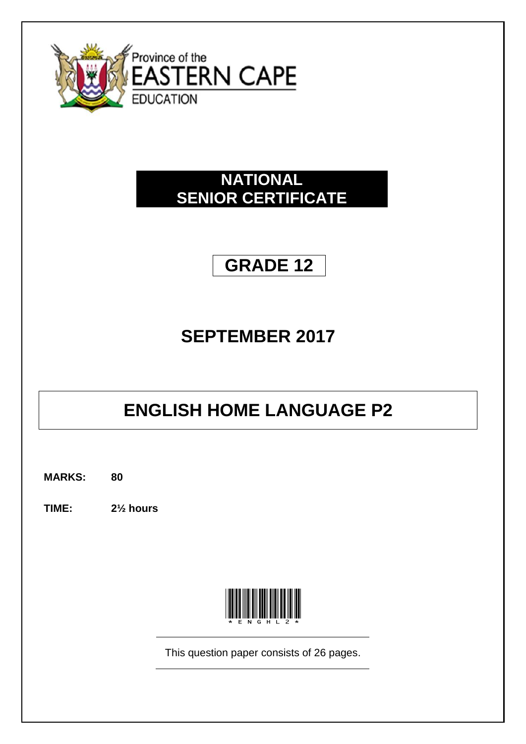Province of the
EASTERN CAPE
EDUCATION

# NATIONAL SENIOR CERTIFICATE

## GRADE 12

## SEPTEMBER 2017

# ENGLISH HOME LANGUAGE P2

**MARKS:** **80**

**TIME:** **2½ hours**

\* E N G H L 2 \*

This question paper consists of 26 pages.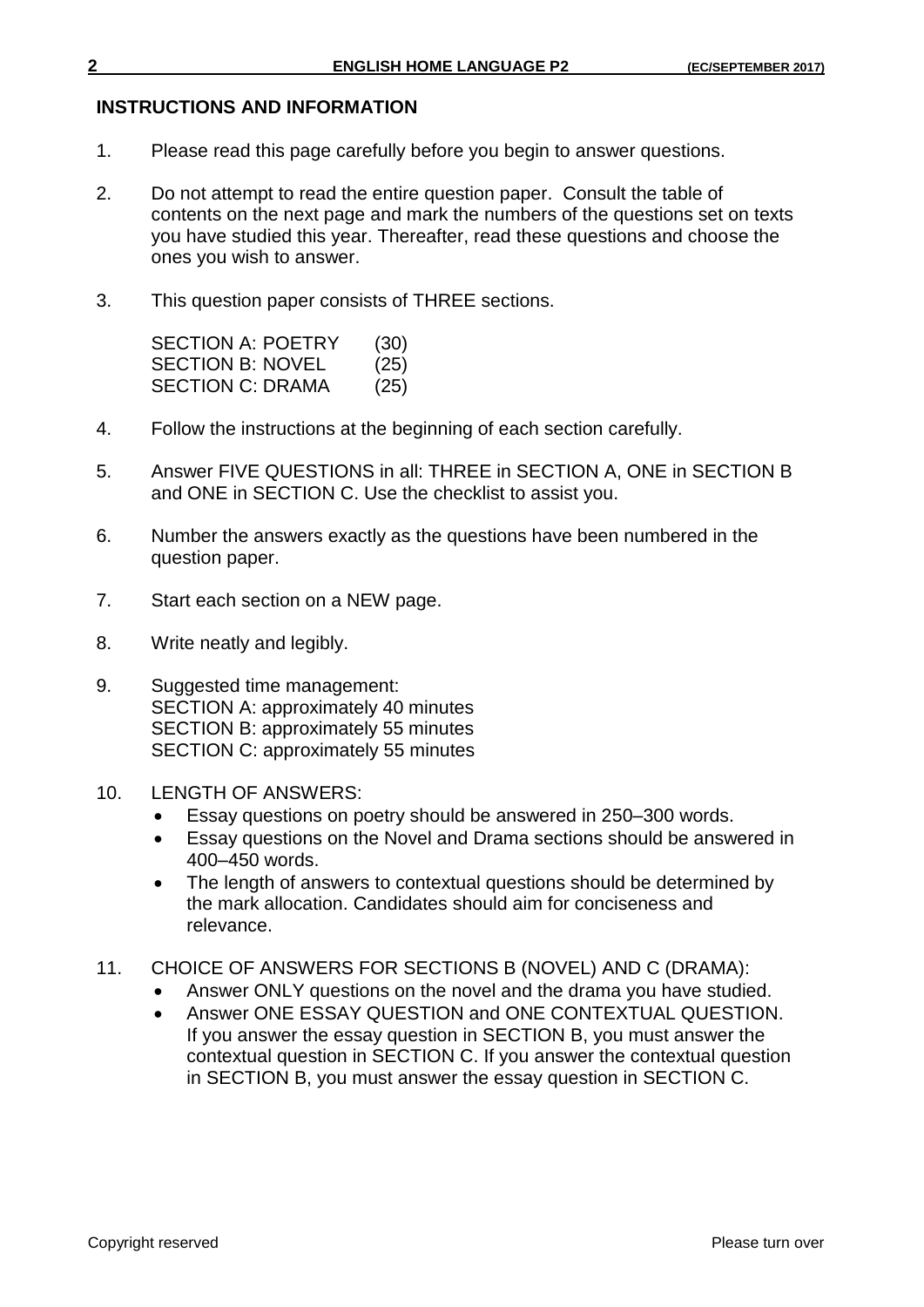## INSTRUCTIONS AND INFORMATION

1. Please read this page carefully before you begin to answer questions.

2. Do not attempt to read the entire question paper. Consult the table of contents on the next page and mark the numbers of the questions set on texts you have studied this year. Thereafter, read these questions and choose the ones you wish to answer.

3. This question paper consists of THREE sections.

   SECTION A: POETRY (30)
   SECTION B: NOVEL (25)
   SECTION C: DRAMA (25)

4. Follow the instructions at the beginning of each section carefully.

5. Answer FIVE QUESTIONS in all: THREE in SECTION A, ONE in SECTION B and ONE in SECTION C. Use the checklist to assist you.

6. Number the answers exactly as the questions have been numbered in the question paper.

7. Start each section on a NEW page.

8. Write neatly and legibly.

9. Suggested time management:
   SECTION A: approximately 40 minutes
   SECTION B: approximately 55 minutes
   SECTION C: approximately 55 minutes

10. LENGTH OF ANSWERS:
    - Essay questions on poetry should be answered in 250–300 words.
    - Essay questions on the Novel and Drama sections should be answered in 400–450 words.
    - The length of answers to contextual questions should be determined by the mark allocation. Candidates should aim for conciseness and relevance.

11. CHOICE OF ANSWERS FOR SECTIONS B (NOVEL) AND C (DRAMA):
    - Answer ONLY questions on the novel and the drama you have studied.
    - Answer ONE ESSAY QUESTION and ONE CONTEXTUAL QUESTION. If you answer the essay question in SECTION B, you must answer the contextual question in SECTION C. If you answer the contextual question in SECTION B, you must answer the essay question in SECTION C.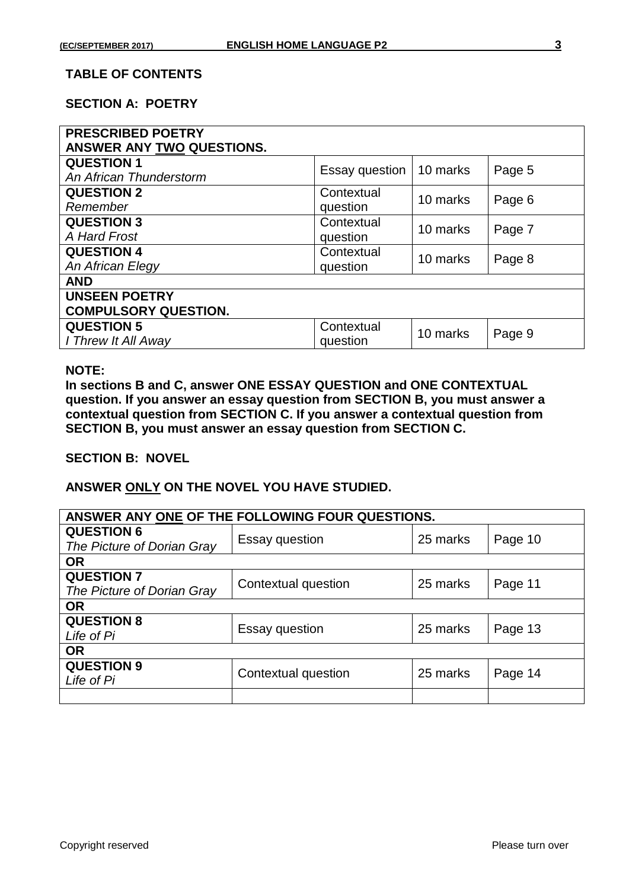## TABLE OF CONTENTS

### SECTION A: POETRY

| **PRESCRIBED POETRY**<br>**ANSWER ANY TWO QUESTIONS.** | | | |
|---|---|---|---|
| **QUESTION 1**<br>*An African Thunderstorm* | Essay question | 10 marks | Page 5 |
| **QUESTION 2**<br>*Remember* | Contextual question | 10 marks | Page 6 |
| **QUESTION 3**<br>*A Hard Frost* | Contextual question | 10 marks | Page 7 |
| **QUESTION 4**<br>*An African Elegy* | Contextual question | 10 marks | Page 8 |
| **AND** | | | |
| **UNSEEN POETRY**<br>**COMPULSORY QUESTION.** | | | |
| **QUESTION 5**<br>*I Threw It All Away* | Contextual question | 10 marks | Page 9 |

**NOTE:**
**In sections B and C, answer ONE ESSAY QUESTION and ONE CONTEXTUAL question. If you answer an essay question from SECTION B, you must answer a contextual question from SECTION C. If you answer a contextual question from SECTION B, you must answer an essay question from SECTION C.**

### SECTION B: NOVEL

**ANSWER ONLY ON THE NOVEL YOU HAVE STUDIED.**

| **ANSWER ANY ONE OF THE FOLLOWING FOUR QUESTIONS.** | | | |
|---|---|---|---|
| **QUESTION 6**<br>*The Picture of Dorian Gray* | Essay question | 25 marks | Page 10 |
| **OR** | | | |
| **QUESTION 7**<br>*The Picture of Dorian Gray* | Contextual question | 25 marks | Page 11 |
| **OR** | | | |
| **QUESTION 8**<br>*Life of Pi* | Essay question | 25 marks | Page 13 |
| **OR** | | | |
| **QUESTION 9**<br>*Life of Pi* | Contextual question | 25 marks | Page 14 |
| | | | |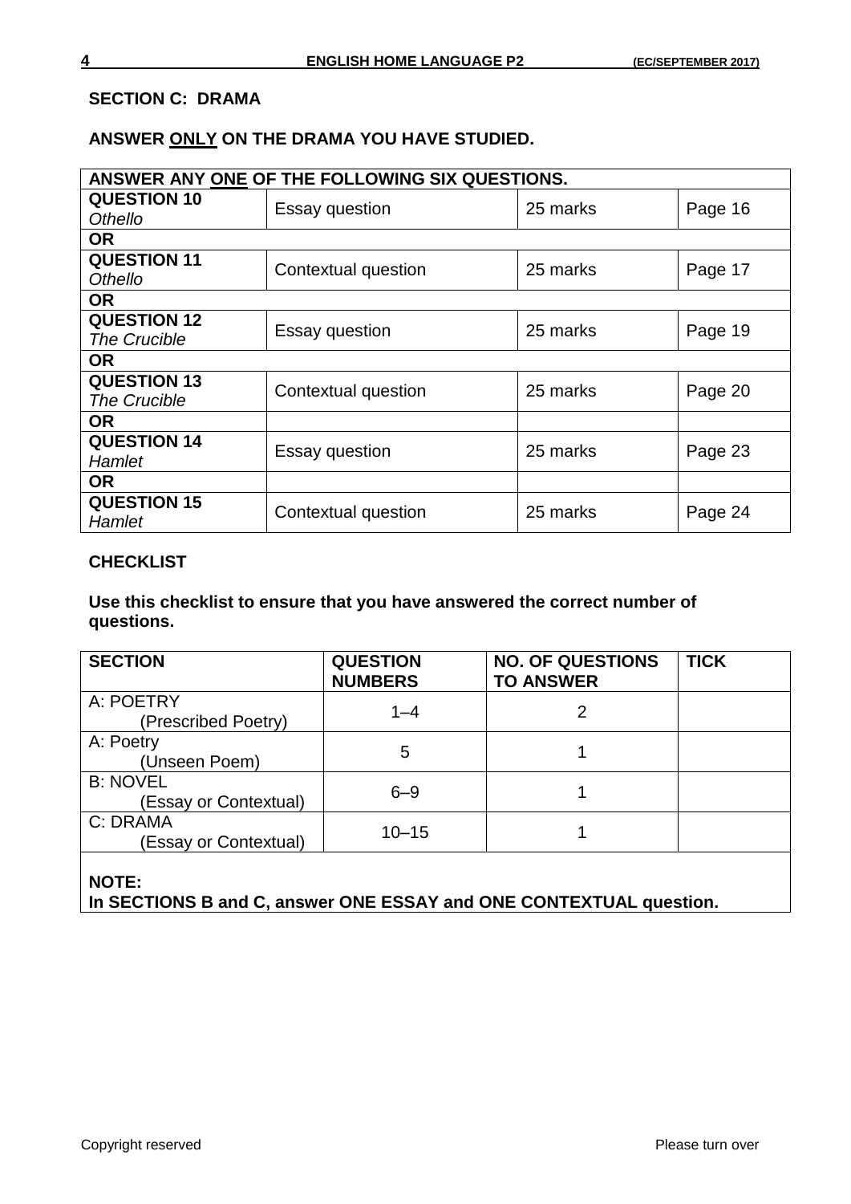## SECTION C: DRAMA

**ANSWER ONLY ON THE DRAMA YOU HAVE STUDIED.**

| ANSWER ANY ONE OF THE FOLLOWING SIX QUESTIONS. | | | |
|---|---|---|---|
| **QUESTION 10** *Othello* | Essay question | 25 marks | Page 16 |
| **OR** | | | |
| **QUESTION 11** *Othello* | Contextual question | 25 marks | Page 17 |
| **OR** | | | |
| **QUESTION 12** *The Crucible* | Essay question | 25 marks | Page 19 |
| **OR** | | | |
| **QUESTION 13** *The Crucible* | Contextual question | 25 marks | Page 20 |
| **OR** | | | |
| **QUESTION 14** *Hamlet* | Essay question | 25 marks | Page 23 |
| **OR** | | | |
| **QUESTION 15** *Hamlet* | Contextual question | 25 marks | Page 24 |

### CHECKLIST

**Use this checklist to ensure that you have answered the correct number of questions.**

| SECTION | QUESTION NUMBERS | NO. OF QUESTIONS TO ANSWER | TICK |
|---|---|---|---|
| A: POETRY (Prescribed Poetry) | 1–4 | 2 | |
| A: Poetry (Unseen Poem) | 5 | 1 | |
| B: NOVEL (Essay or Contextual) | 6–9 | 1 | |
| C: DRAMA (Essay or Contextual) | 10–15 | 1 | |

**NOTE:**
**In SECTIONS B and C, answer ONE ESSAY and ONE CONTEXTUAL question.**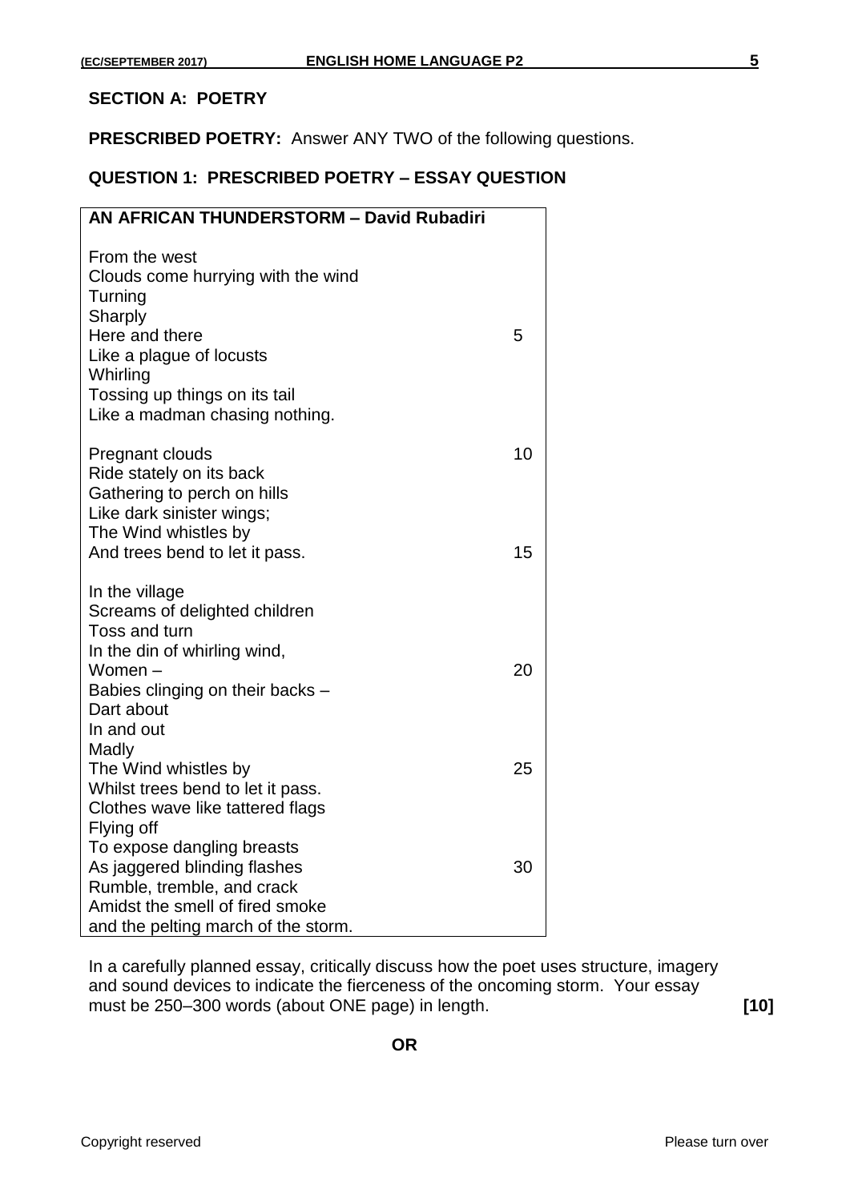## SECTION A: POETRY

**PRESCRIBED POETRY:** Answer ANY TWO of the following questions.

### QUESTION 1: PRESCRIBED POETRY – ESSAY QUESTION

**AN AFRICAN THUNDERSTORM – David Rubadiri**

From the west  
Clouds come hurrying with the wind  
Turning  
Sharply  
Here and there  5  
Like a plague of locusts  
Whirling  
Tossing up things on its tail  
Like a madman chasing nothing.

Pregnant clouds  10  
Ride stately on its back  
Gathering to perch on hills  
Like dark sinister wings;  
The Wind whistles by  
And trees bend to let it pass.  15

In the village  
Screams of delighted children  
Toss and turn  
In the din of whirling wind,  
Women –  20  
Babies clinging on their backs –  
Dart about  
In and out  
Madly  
The Wind whistles by  25  
Whilst trees bend to let it pass.  
Clothes wave like tattered flags  
Flying off  
To expose dangling breasts  
As jaggered blinding flashes  30  
Rumble, tremble, and crack  
Amidst the smell of fired smoke  
and the pelting march of the storm.

In a carefully planned essay, critically discuss how the poet uses structure, imagery and sound devices to indicate the fierceness of the oncoming storm. Your essay must be 250–300 words (about ONE page) in length. **[10]**

**OR**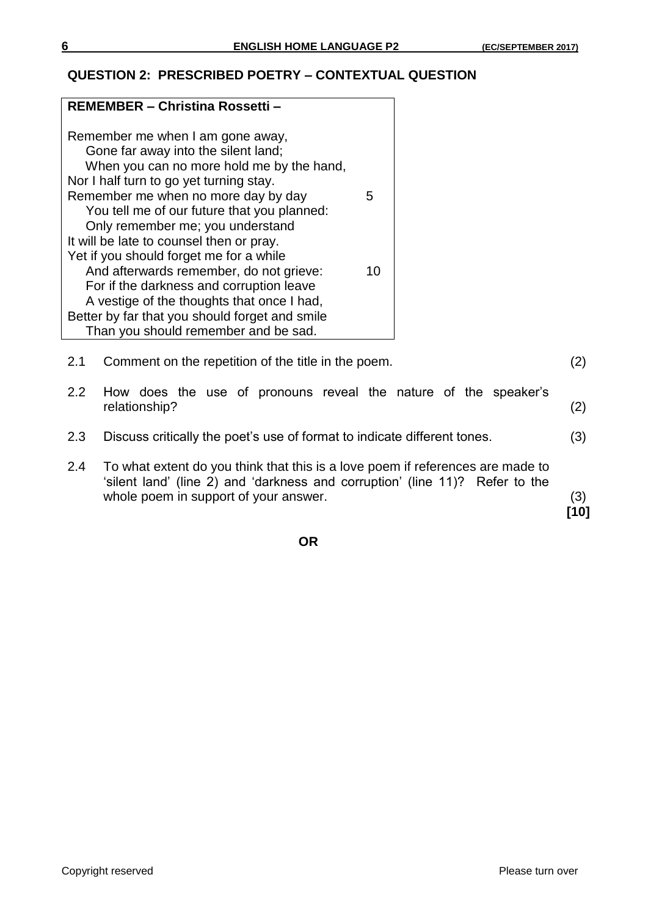## QUESTION 2: PRESCRIBED POETRY – CONTEXTUAL QUESTION

**REMEMBER – Christina Rossetti –**

Remember me when I am gone away,  
   Gone far away into the silent land;  
   When you can no more hold me by the hand,  
Nor I half turn to go yet turning stay.  
Remember me when no more day by day         5  
   You tell me of our future that you planned:  
   Only remember me; you understand  
It will be late to counsel then or pray.  
Yet if you should forget me for a while  
   And afterwards remember, do not grieve:         10  
   For if the darkness and corruption leave  
   A vestige of the thoughts that once I had,  
Better by far that you should forget and smile  
   Than you should remember and be sad.

2.1 Comment on the repetition of the title in the poem. (2)

2.2 How does the use of pronouns reveal the nature of the speaker's relationship? (2)

2.3 Discuss critically the poet's use of format to indicate different tones. (3)

2.4 To what extent do you think that this is a love poem if references are made to 'silent land' (line 2) and 'darkness and corruption' (line 11)? Refer to the whole poem in support of your answer. (3)

**[10]**

**OR**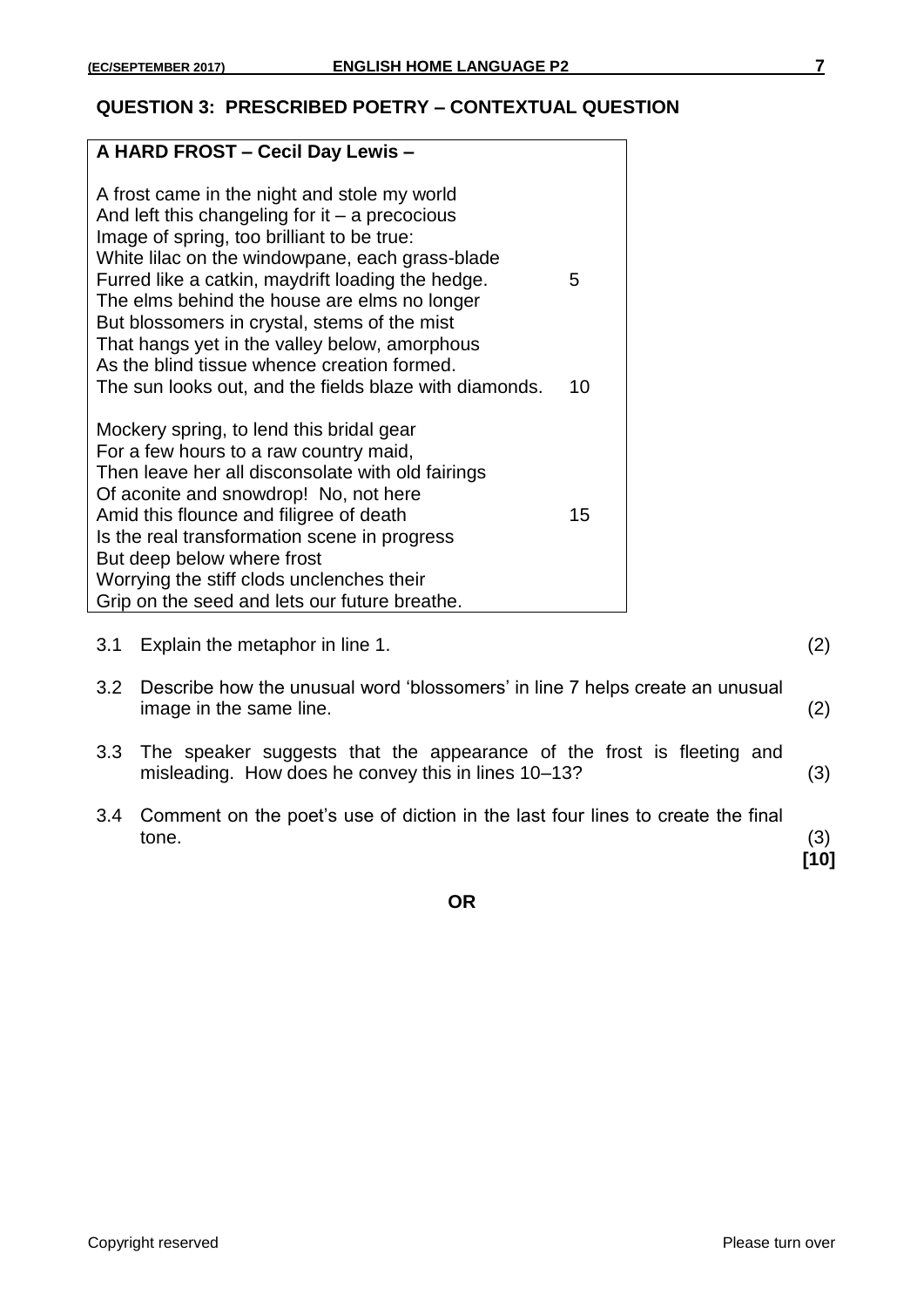## QUESTION 3: PRESCRIBED POETRY – CONTEXTUAL QUESTION

**A HARD FROST – Cecil Day Lewis –**

A frost came in the night and stole my world  
And left this changeling for it – a precocious  
Image of spring, too brilliant to be true:  
White lilac on the windowpane, each grass-blade  
Furred like a catkin, maydrift loading the hedge. 5  
The elms behind the house are elms no longer  
But blossomers in crystal, stems of the mist  
That hangs yet in the valley below, amorphous  
As the blind tissue whence creation formed.  
The sun looks out, and the fields blaze with diamonds. 10

Mockery spring, to lend this bridal gear  
For a few hours to a raw country maid,  
Then leave her all disconsolate with old fairings  
Of aconite and snowdrop! No, not here  
Amid this flounce and filigree of death 15  
Is the real transformation scene in progress  
But deep below where frost  
Worrying the stiff clods unclenches their  
Grip on the seed and lets our future breathe.

3.1 Explain the metaphor in line 1. (2)

3.2 Describe how the unusual word 'blossomers' in line 7 helps create an unusual image in the same line. (2)

3.3 The speaker suggests that the appearance of the frost is fleeting and misleading. How does he convey this in lines 10–13? (3)

3.4 Comment on the poet's use of diction in the last four lines to create the final tone. (3)  
**[10]**

**OR**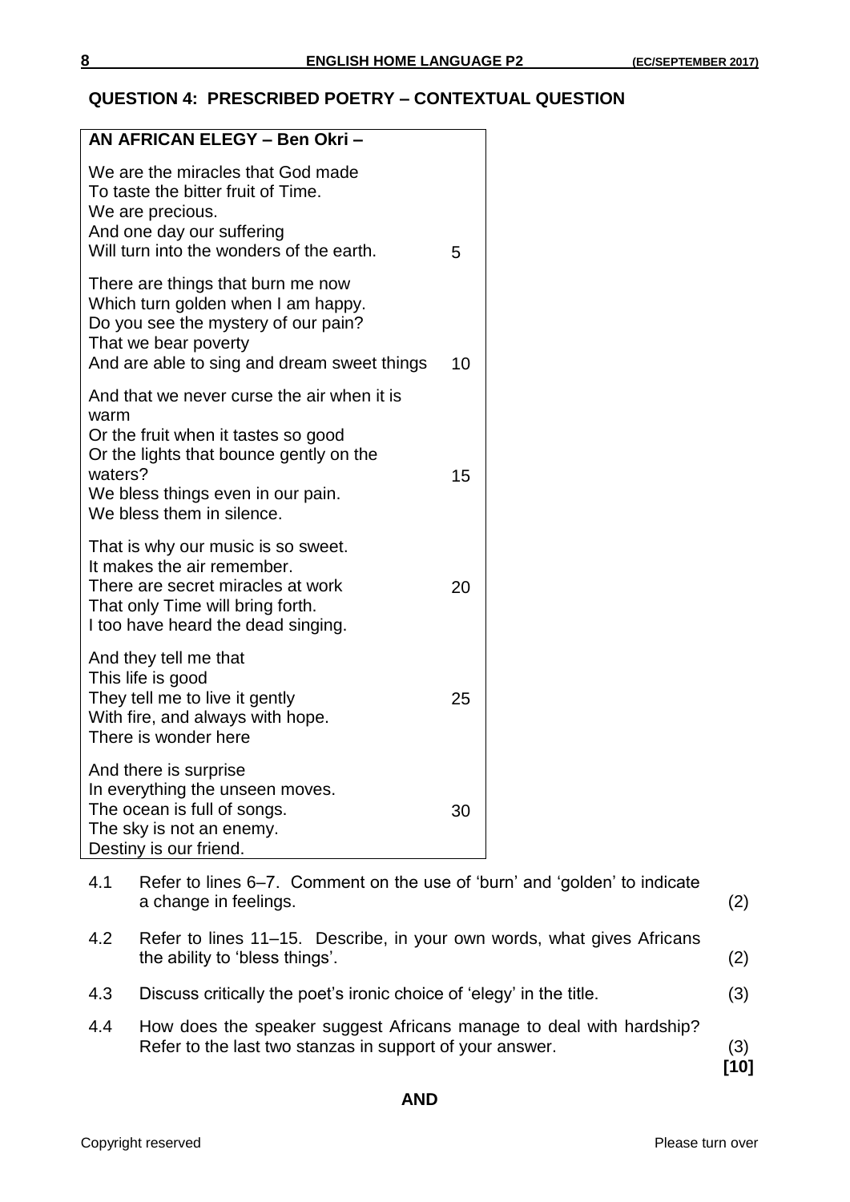## QUESTION 4: PRESCRIBED POETRY – CONTEXTUAL QUESTION

**AN AFRICAN ELEGY – Ben Okri –**

We are the miracles that God made
To taste the bitter fruit of Time.
We are precious.
And one day our suffering
Will turn into the wonders of the earth. 5

There are things that burn me now
Which turn golden when I am happy.
Do you see the mystery of our pain?
That we bear poverty
And are able to sing and dream sweet things 10

And that we never curse the air when it is warm
Or the fruit when it tastes so good
Or the lights that bounce gently on the waters? 15
We bless things even in our pain.
We bless them in silence.

That is why our music is so sweet.
It makes the air remember.
There are secret miracles at work 20
That only Time will bring forth.
I too have heard the dead singing.

And they tell me that
This life is good
They tell me to live it gently 25
With fire, and always with hope.
There is wonder here

And there is surprise
In everything the unseen moves.
The ocean is full of songs. 30
The sky is not an enemy.
Destiny is our friend.

4.1 Refer to lines 6–7. Comment on the use of 'burn' and 'golden' to indicate a change in feelings. (2)

4.2 Refer to lines 11–15. Describe, in your own words, what gives Africans the ability to 'bless things'. (2)

4.3 Discuss critically the poet's ironic choice of 'elegy' in the title. (3)

4.4 How does the speaker suggest Africans manage to deal with hardship? Refer to the last two stanzas in support of your answer. (3)
**[10]**

**AND**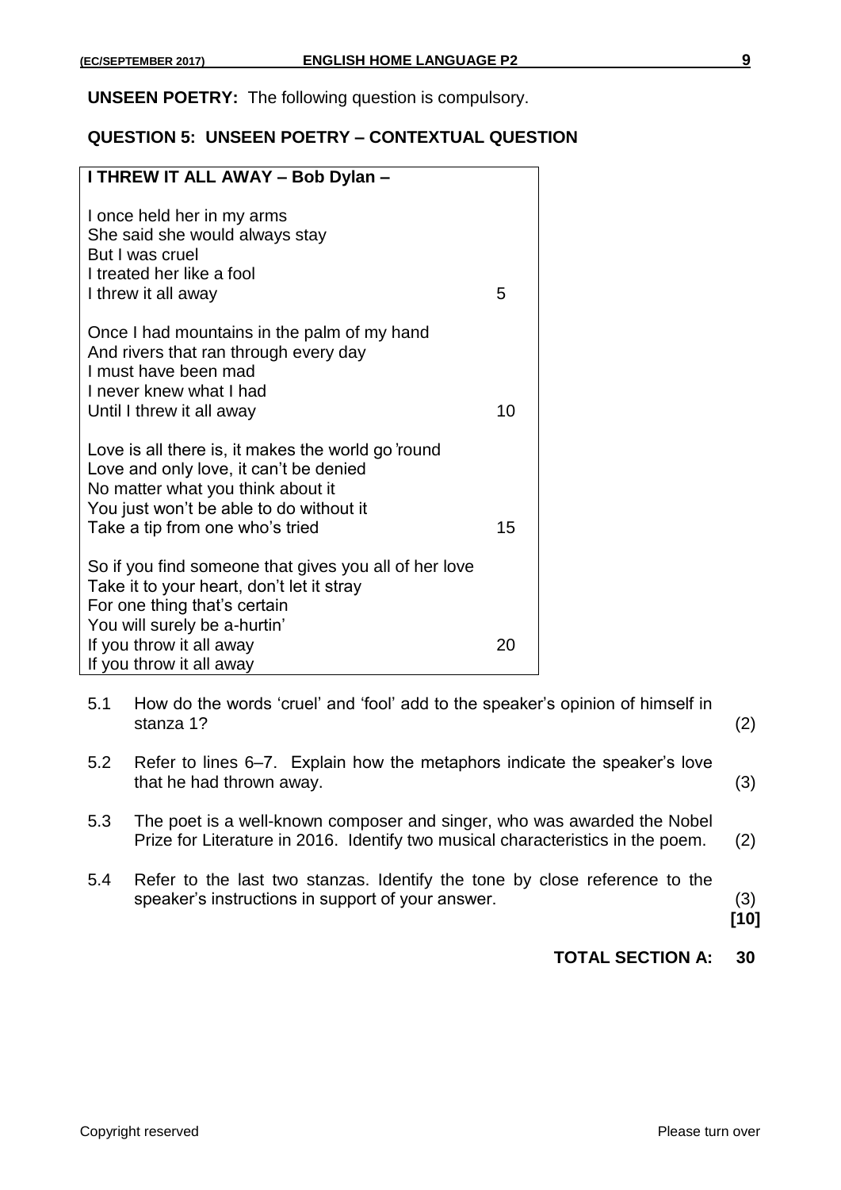**UNSEEN POETRY:** The following question is compulsory.

## QUESTION 5: UNSEEN POETRY – CONTEXTUAL QUESTION

**I THREW IT ALL AWAY – Bob Dylan –**

I once held her in my arms
She said she would always stay
But I was cruel
I treated her like a fool
I threw it all away 5

Once I had mountains in the palm of my hand
And rivers that ran through every day
I must have been mad
I never knew what I had
Until I threw it all away 10

Love is all there is, it makes the world go 'round
Love and only love, it can't be denied
No matter what you think about it
You just won't be able to do without it
Take a tip from one who's tried 15

So if you find someone that gives you all of her love
Take it to your heart, don't let it stray
For one thing that's certain
You will surely be a-hurtin'
If you throw it all away 20
If you throw it all away

5.1 How do the words 'cruel' and 'fool' add to the speaker's opinion of himself in stanza 1? (2)

5.2 Refer to lines 6–7. Explain how the metaphors indicate the speaker's love that he had thrown away. (3)

5.3 The poet is a well-known composer and singer, who was awarded the Nobel Prize for Literature in 2016. Identify two musical characteristics in the poem. (2)

5.4 Refer to the last two stanzas. Identify the tone by close reference to the speaker's instructions in support of your answer. (3)
**[10]**

**TOTAL SECTION A: 30**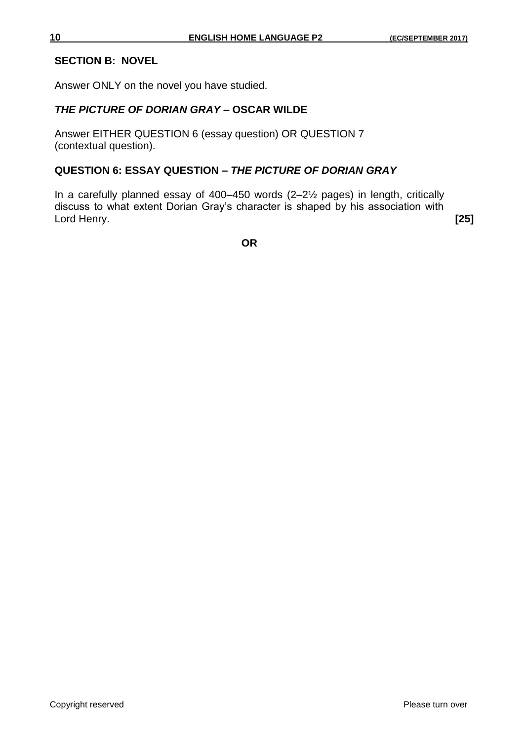## SECTION B: NOVEL

Answer ONLY on the novel you have studied.

### *THE PICTURE OF DORIAN GRAY* – OSCAR WILDE

Answer EITHER QUESTION 6 (essay question) OR QUESTION 7 (contextual question).

### QUESTION 6: ESSAY QUESTION – *THE PICTURE OF DORIAN GRAY*

In a carefully planned essay of 400–450 words (2–2½ pages) in length, critically discuss to what extent Dorian Gray's character is shaped by his association with Lord Henry. **[25]**

**OR**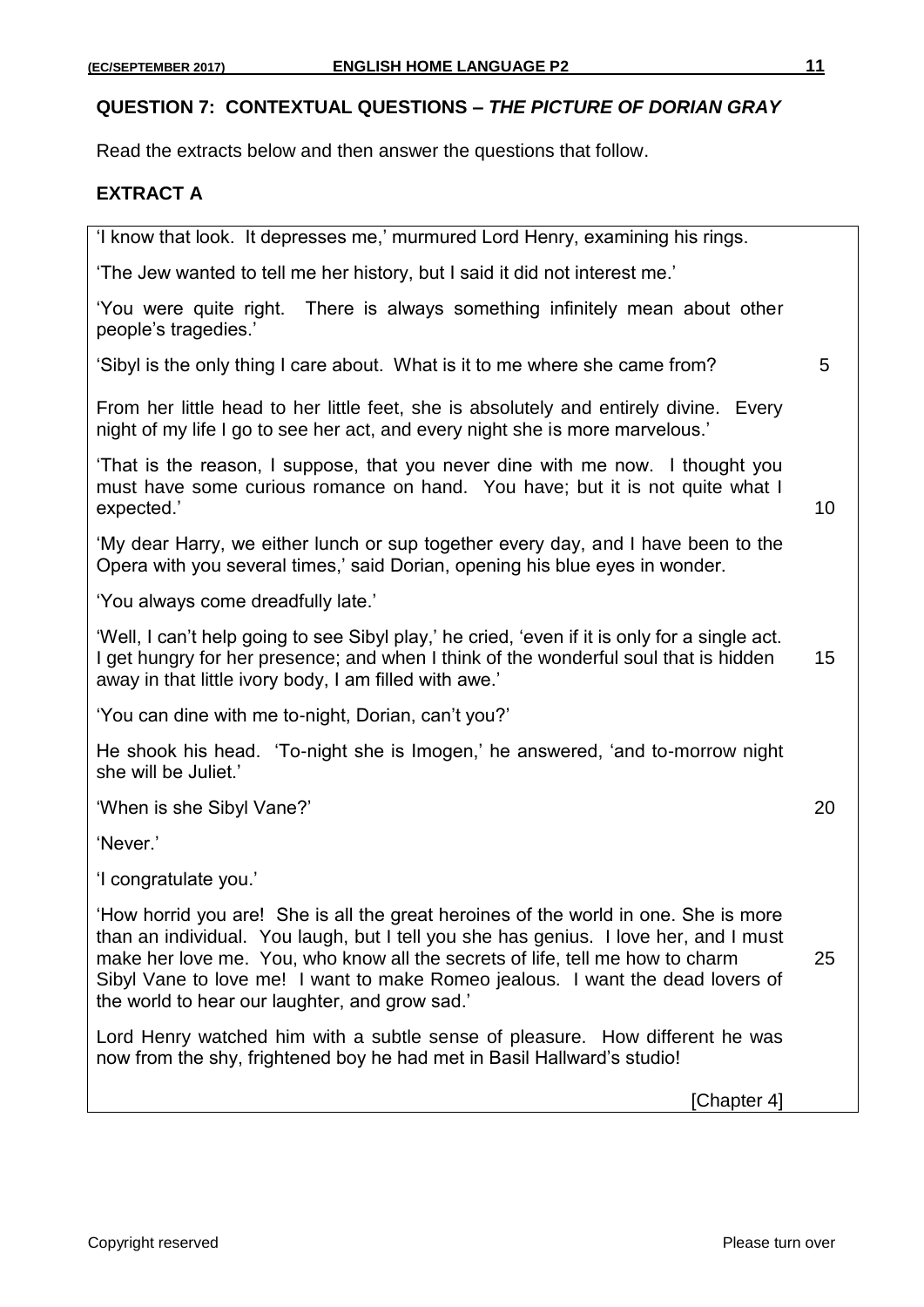## QUESTION 7: CONTEXTUAL QUESTIONS – *THE PICTURE OF DORIAN GRAY*

Read the extracts below and then answer the questions that follow.

### EXTRACT A

'I know that look. It depresses me,' murmured Lord Henry, examining his rings.

'The Jew wanted to tell me her history, but I said it did not interest me.'

'You were quite right. There is always something infinitely mean about other people's tragedies.'

'Sibyl is the only thing I care about. What is it to me where she came from? (5)

From her little head to her little feet, she is absolutely and entirely divine. Every night of my life I go to see her act, and every night she is more marvelous.'

'That is the reason, I suppose, that you never dine with me now. I thought you must have some curious romance on hand. You have; but it is not quite what I expected.' (10)

'My dear Harry, we either lunch or sup together every day, and I have been to the Opera with you several times,' said Dorian, opening his blue eyes in wonder.

'You always come dreadfully late.'

'Well, I can't help going to see Sibyl play,' he cried, 'even if it is only for a single act. I get hungry for her presence; and when I think of the wonderful soul that is hidden away in that little ivory body, I am filled with awe.' (15)

'You can dine with me to-night, Dorian, can't you?'

He shook his head. 'To-night she is Imogen,' he answered, 'and to-morrow night she will be Juliet.'

'When is she Sibyl Vane?' (20)

'Never.'

'I congratulate you.'

'How horrid you are! She is all the great heroines of the world in one. She is more than an individual. You laugh, but I tell you she has genius. I love her, and I must make her love me. You, who know all the secrets of life, tell me how to charm Sibyl Vane to love me! I want to make Romeo jealous. I want the dead lovers of the world to hear our laughter, and grow sad.' (25)

Lord Henry watched him with a subtle sense of pleasure. How different he was now from the shy, frightened boy he had met in Basil Hallward's studio!

[Chapter 4]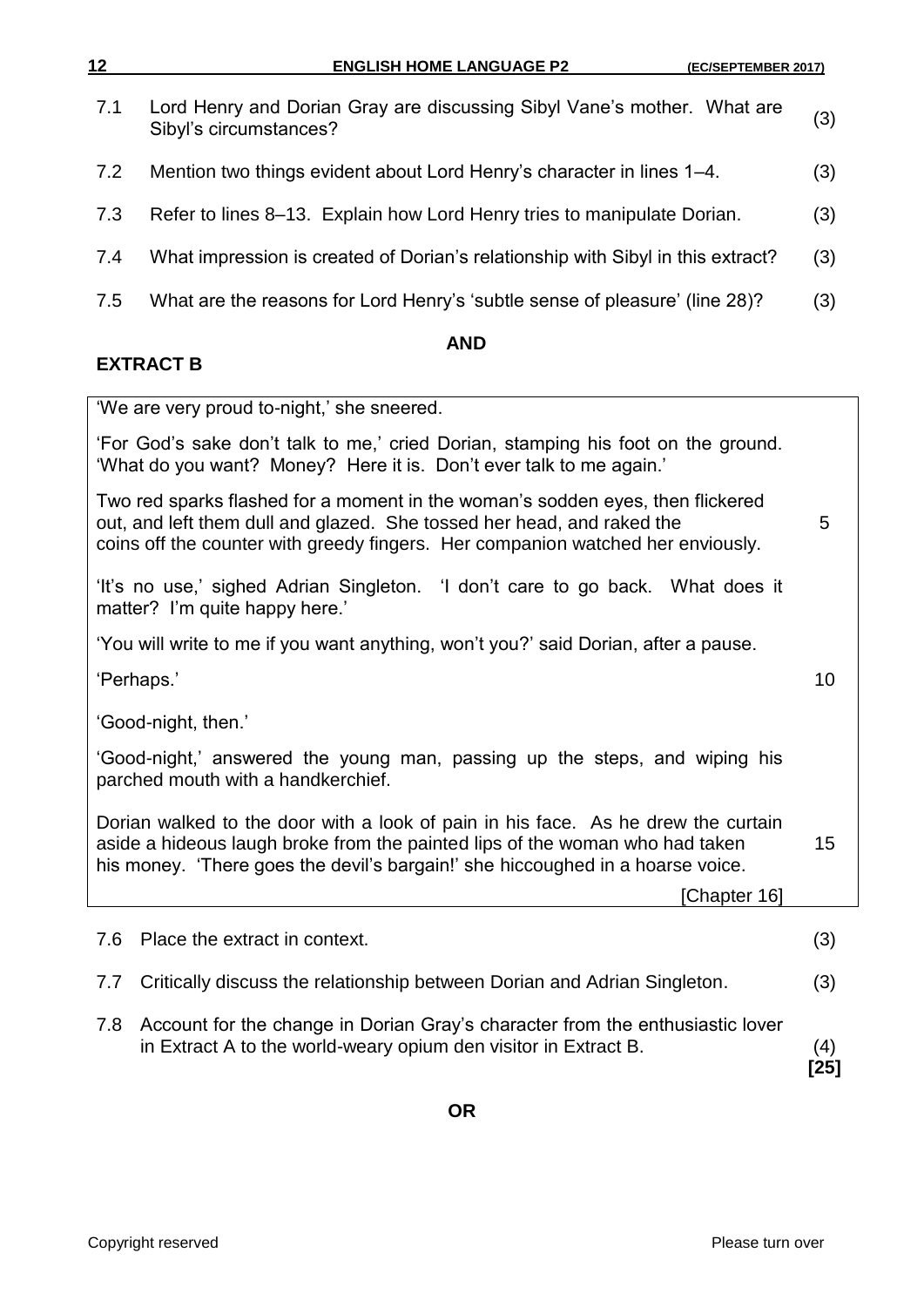7.1 Lord Henry and Dorian Gray are discussing Sibyl Vane's mother. What are Sibyl's circumstances? (3)

7.2 Mention two things evident about Lord Henry's character in lines 1–4. (3)

7.3 Refer to lines 8–13. Explain how Lord Henry tries to manipulate Dorian. (3)

7.4 What impression is created of Dorian's relationship with Sibyl in this extract? (3)

7.5 What are the reasons for Lord Henry's 'subtle sense of pleasure' (line 28)? (3)

**AND**

**EXTRACT B**

> 'We are very proud to-night,' she sneered.
>
> 'For God's sake don't talk to me,' cried Dorian, stamping his foot on the ground. 'What do you want? Money? Here it is. Don't ever talk to me again.'
>
> Two red sparks flashed for a moment in the woman's sodden eyes, then flickered out, and left them dull and glazed. She tossed her head, and raked the coins off the counter with greedy fingers. Her companion watched her enviously. 5
>
> 'It's no use,' sighed Adrian Singleton. 'I don't care to go back. What does it matter? I'm quite happy here.'
>
> 'You will write to me if you want anything, won't you?' said Dorian, after a pause.
>
> 'Perhaps.' 10
>
> 'Good-night, then.'
>
> 'Good-night,' answered the young man, passing up the steps, and wiping his parched mouth with a handkerchief.
>
> Dorian walked to the door with a look of pain in his face. As he drew the curtain aside a hideous laugh broke from the painted lips of the woman who had taken his money. 'There goes the devil's bargain!' she hiccoughed in a hoarse voice. 15
>
> [Chapter 16]

7.6 Place the extract in context. (3)

7.7 Critically discuss the relationship between Dorian and Adrian Singleton. (3)

7.8 Account for the change in Dorian Gray's character from the enthusiastic lover in Extract A to the world-weary opium den visitor in Extract B. (4)
**[25]**

**OR**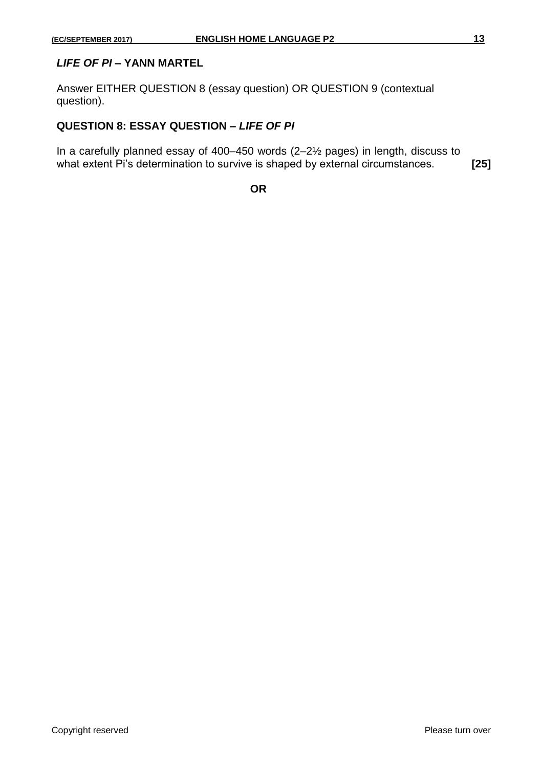## *LIFE OF PI* – YANN MARTEL

Answer EITHER QUESTION 8 (essay question) OR QUESTION 9 (contextual question).

### QUESTION 8: ESSAY QUESTION – *LIFE OF PI*

In a carefully planned essay of 400–450 words (2–2½ pages) in length, discuss to what extent Pi's determination to survive is shaped by external circumstances. **[25]**

**OR**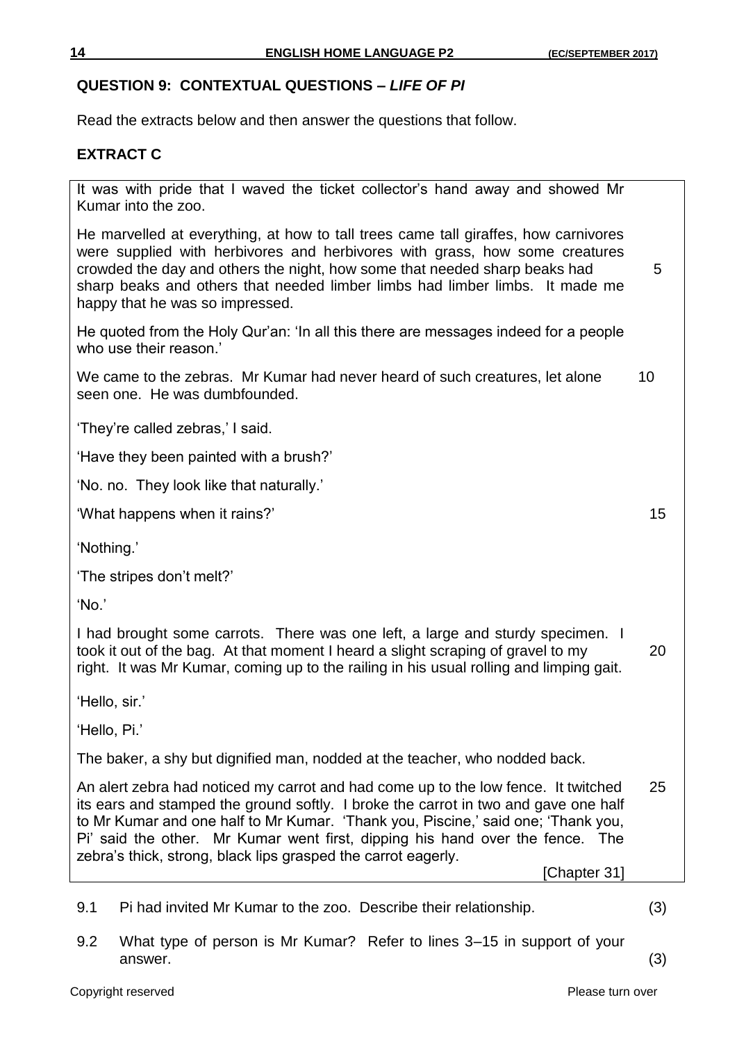## QUESTION 9: CONTEXTUAL QUESTIONS – *LIFE OF PI*

Read the extracts below and then answer the questions that follow.

### EXTRACT C

> It was with pride that I waved the ticket collector's hand away and showed Mr Kumar into the zoo.
>
> He marvelled at everything, at how to tall trees came tall giraffes, how carnivores were supplied with herbivores and herbivores with grass, how some creatures crowded the day and others the night, how some that needed sharp beaks had sharp beaks and others that needed limber limbs had limber limbs. It made me happy that he was so impressed. (5)
>
> He quoted from the Holy Qur'an: 'In all this there are messages indeed for a people who use their reason.'
>
> We came to the zebras. Mr Kumar had never heard of such creatures, let alone seen one. He was dumbfounded. (10)
>
> 'They're called zebras,' I said.
>
> 'Have they been painted with a brush?'
>
> 'No. no. They look like that naturally.'
>
> 'What happens when it rains?' (15)
>
> 'Nothing.'
>
> 'The stripes don't melt?'
>
> 'No.'
>
> I had brought some carrots. There was one left, a large and sturdy specimen. I took it out of the bag. At that moment I heard a slight scraping of gravel to my right. It was Mr Kumar, coming up to the railing in his usual rolling and limping gait. (20)
>
> 'Hello, sir.'
>
> 'Hello, Pi.'
>
> The baker, a shy but dignified man, nodded at the teacher, who nodded back.
>
> An alert zebra had noticed my carrot and had come up to the low fence. It twitched its ears and stamped the ground softly. I broke the carrot in two and gave one half to Mr Kumar and one half to Mr Kumar. 'Thank you, Piscine,' said one; 'Thank you, Pi' said the other. Mr Kumar went first, dipping his hand over the fence. The zebra's thick, strong, black lips grasped the carrot eagerly. (25)
>
> [Chapter 31]

9.1 Pi had invited Mr Kumar to the zoo. Describe their relationship. (3)

9.2 What type of person is Mr Kumar? Refer to lines 3–15 in support of your answer. (3)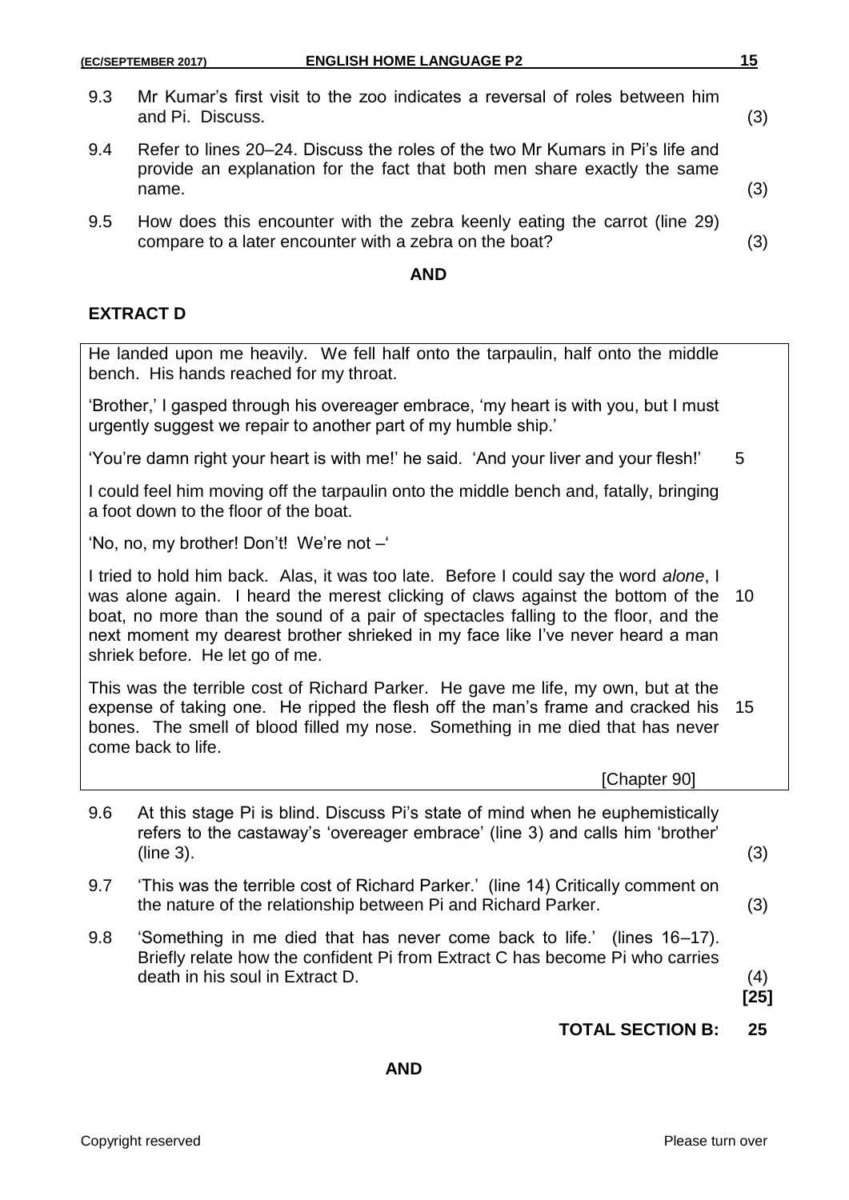9.3 Mr Kumar's first visit to the zoo indicates a reversal of roles between him and Pi. Discuss. (3)

9.4 Refer to lines 20–24. Discuss the roles of the two Mr Kumars in Pi's life and provide an explanation for the fact that both men share exactly the same name. (3)

9.5 How does this encounter with the zebra keenly eating the carrot (line 29) compare to a later encounter with a zebra on the boat? (3)

**AND**

### EXTRACT D

He landed upon me heavily. We fell half onto the tarpaulin, half onto the middle bench. His hands reached for my throat.

'Brother,' I gasped through his overeager embrace, 'my heart is with you, but I must urgently suggest we repair to another part of my humble ship.'

'You're damn right your heart is with me!' he said. 'And your liver and your flesh!' 5

I could feel him moving off the tarpaulin onto the middle bench and, fatally, bringing a foot down to the floor of the boat.

'No, no, my brother! Don't! We're not –'

I tried to hold him back. Alas, it was too late. Before I could say the word *alone*, I was alone again. I heard the merest clicking of claws against the bottom of the 10 boat, no more than the sound of a pair of spectacles falling to the floor, and the next moment my dearest brother shrieked in my face like I've never heard a man shriek before. He let go of me.

This was the terrible cost of Richard Parker. He gave me life, my own, but at the expense of taking one. He ripped the flesh off the man's frame and cracked his 15 bones. The smell of blood filled my nose. Something in me died that has never come back to life.

[Chapter 90]

9.6 At this stage Pi is blind. Discuss Pi's state of mind when he euphemistically refers to the castaway's 'overeager embrace' (line 3) and calls him 'brother' (line 3). (3)

9.7 'This was the terrible cost of Richard Parker.' (line 14) Critically comment on the nature of the relationship between Pi and Richard Parker. (3)

9.8 'Something in me died that has never come back to life.' (lines 16–17). Briefly relate how the confident Pi from Extract C has become Pi who carries death in his soul in Extract D. (4)

**[25]**

**TOTAL SECTION B: 25**

**AND**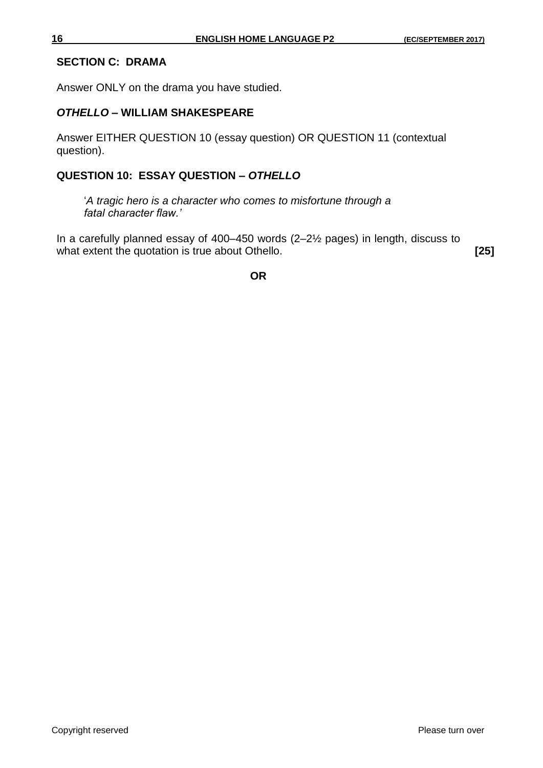## SECTION C: DRAMA

Answer ONLY on the drama you have studied.

### *OTHELLO* – WILLIAM SHAKESPEARE

Answer EITHER QUESTION 10 (essay question) OR QUESTION 11 (contextual question).

### QUESTION 10: ESSAY QUESTION – *OTHELLO*

> '*A tragic hero is a character who comes to misfortune through a fatal character flaw.'*

In a carefully planned essay of 400–450 words (2–2½ pages) in length, discuss to what extent the quotation is true about Othello. **[25]**

**OR**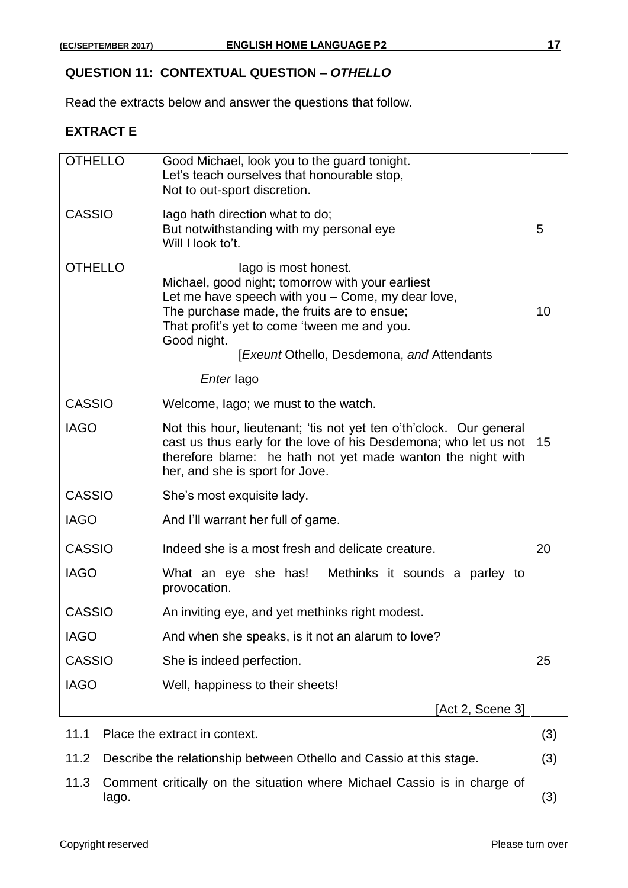## QUESTION 11: CONTEXTUAL QUESTION – *OTHELLO*

Read the extracts below and answer the questions that follow.

### EXTRACT E

| | | |
|---|---|---|
| OTHELLO | Good Michael, look you to the guard tonight.<br>Let's teach ourselves that honourable stop,<br>Not to out-sport discretion. | |
| CASSIO | Iago hath direction what to do;<br>But notwithstanding with my personal eye<br>Will I look to't. | 5 |
| OTHELLO | Iago is most honest.<br>Michael, good night; tomorrow with your earliest<br>Let me have speech with you – Come, my dear love,<br>The purchase made, the fruits are to ensue;<br>That profit's yet to come 'tween me and you.<br>Good night.<br>[*Exeunt* Othello, Desdemona, *and* Attendants | 10 |
| | *Enter* Iago | |
| CASSIO | Welcome, Iago; we must to the watch. | |
| IAGO | Not this hour, lieutenant; 'tis not yet ten o'th'clock. Our general cast us thus early for the love of his Desdemona; who let us not therefore blame: he hath not yet made wanton the night with her, and she is sport for Jove. | 15 |
| CASSIO | She's most exquisite lady. | |
| IAGO | And I'll warrant her full of game. | |
| CASSIO | Indeed she is a most fresh and delicate creature. | 20 |
| IAGO | What an eye she has! Methinks it sounds a parley to provocation. | |
| CASSIO | An inviting eye, and yet methinks right modest. | |
| IAGO | And when she speaks, is it not an alarum to love? | |
| CASSIO | She is indeed perfection. | 25 |
| IAGO | Well, happiness to their sheets! | |
| | [Act 2, Scene 3] | |

11.1 Place the extract in context. (3)

11.2 Describe the relationship between Othello and Cassio at this stage. (3)

11.3 Comment critically on the situation where Michael Cassio is in charge of Iago. (3)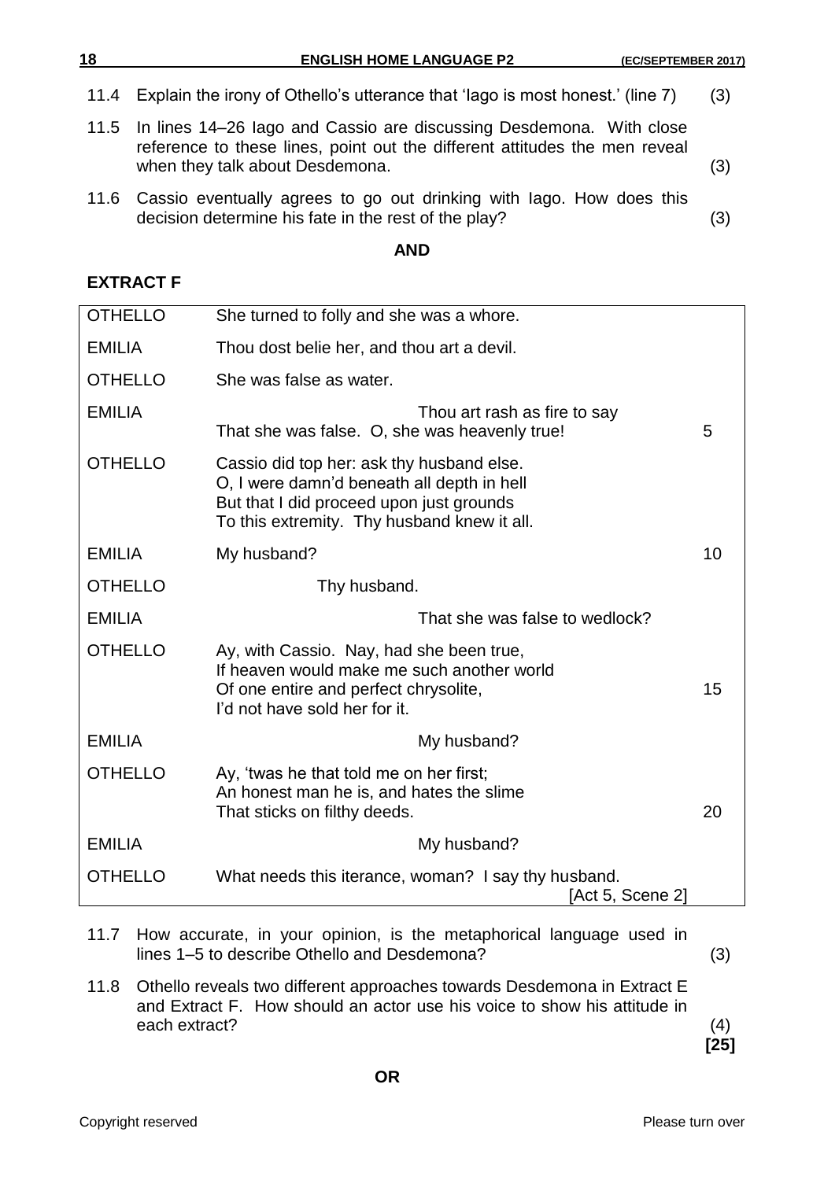11.4 Explain the irony of Othello's utterance that 'Iago is most honest.' (line 7) (3)

11.5 In lines 14–26 Iago and Cassio are discussing Desdemona. With close reference to these lines, point out the different attitudes the men reveal when they talk about Desdemona. (3)

11.6 Cassio eventually agrees to go out drinking with Iago. How does this decision determine his fate in the rest of the play? (3)

**AND**

**EXTRACT F**

| | | |
|---|---|---|
| OTHELLO | She turned to folly and she was a whore. | |
| EMILIA | Thou dost belie her, and thou art a devil. | |
| OTHELLO | She was false as water. | |
| EMILIA | Thou art rash as fire to say<br>That she was false. O, she was heavenly true! | 5 |
| OTHELLO | Cassio did top her: ask thy husband else.<br>O, I were damn'd beneath all depth in hell<br>But that I did proceed upon just grounds<br>To this extremity. Thy husband knew it all. | |
| EMILIA | My husband? | 10 |
| OTHELLO | Thy husband. | |
| EMILIA | That she was false to wedlock? | |
| OTHELLO | Ay, with Cassio. Nay, had she been true,<br>If heaven would make me such another world<br>Of one entire and perfect chrysolite,<br>I'd not have sold her for it. | 15 |
| EMILIA | My husband? | |
| OTHELLO | Ay, 'twas he that told me on her first;<br>An honest man he is, and hates the slime<br>That sticks on filthy deeds. | 20 |
| EMILIA | My husband? | |
| OTHELLO | What needs this iterance, woman? I say thy husband.<br>[Act 5, Scene 2] | |

11.7 How accurate, in your opinion, is the metaphorical language used in lines 1–5 to describe Othello and Desdemona? (3)

11.8 Othello reveals two different approaches towards Desdemona in Extract E and Extract F. How should an actor use his voice to show his attitude in each extract? (4)
**[25]**

**OR**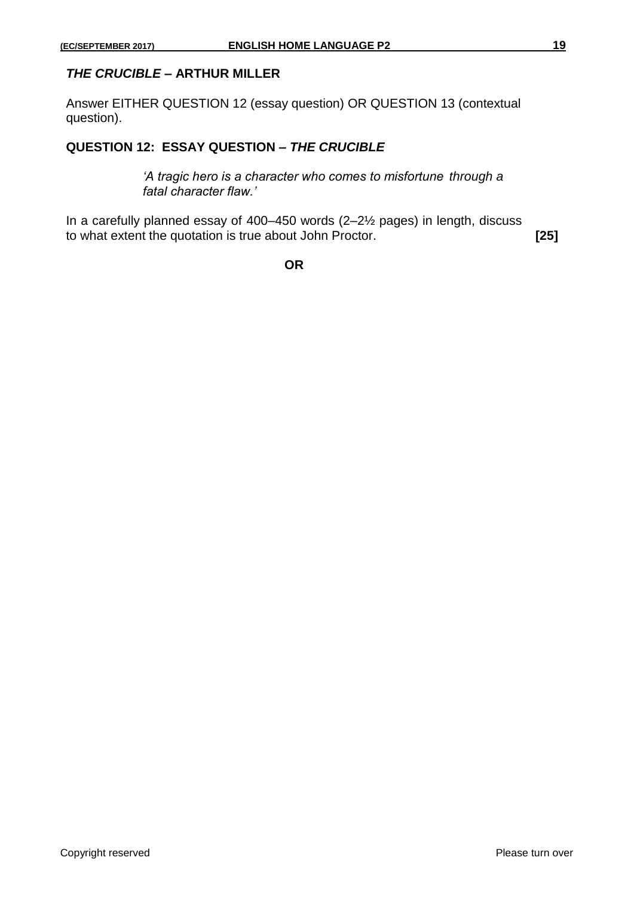## *THE CRUCIBLE* – ARTHUR MILLER

Answer EITHER QUESTION 12 (essay question) OR QUESTION 13 (contextual question).

### QUESTION 12: ESSAY QUESTION – *THE CRUCIBLE*

> *'A tragic hero is a character who comes to misfortune through a fatal character flaw.'*

In a carefully planned essay of 400–450 words (2–2½ pages) in length, discuss to what extent the quotation is true about John Proctor. **[25]**

**OR**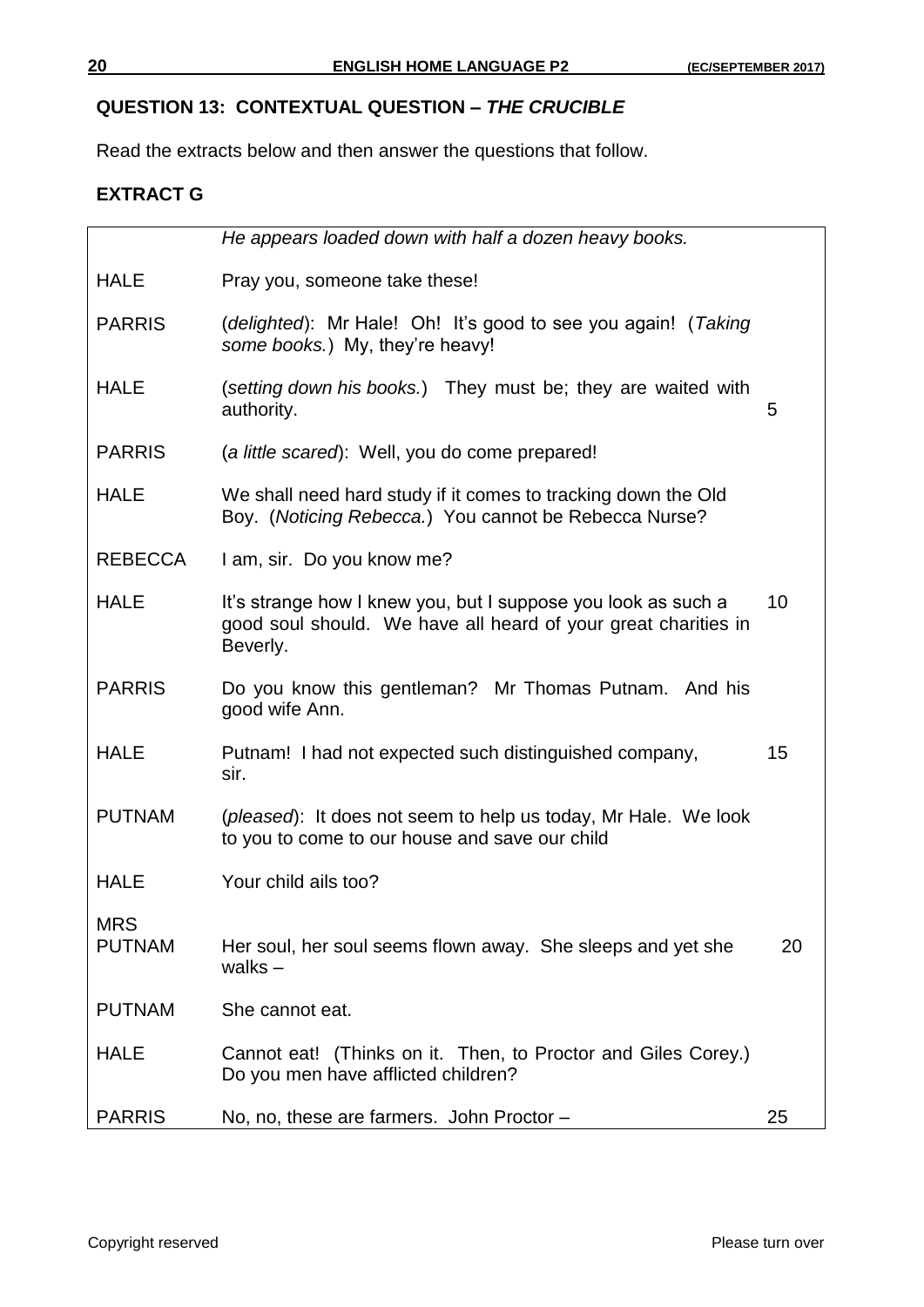## QUESTION 13: CONTEXTUAL QUESTION – *THE CRUCIBLE*

Read the extracts below and then answer the questions that follow.

### EXTRACT G

| | | |
|---|---|---|
| | *He appears loaded down with half a dozen heavy books.* | |
| HALE | Pray you, someone take these! | |
| PARRIS | (*delighted*): Mr Hale! Oh! It's good to see you again! (*Taking some books.*) My, they're heavy! | |
| HALE | (*setting down his books.*) They must be; they are waited with authority. | 5 |
| PARRIS | (*a little scared*): Well, you do come prepared! | |
| HALE | We shall need hard study if it comes to tracking down the Old Boy. (*Noticing Rebecca.*) You cannot be Rebecca Nurse? | |
| REBECCA | I am, sir. Do you know me? | |
| HALE | It's strange how I knew you, but I suppose you look as such a good soul should. We have all heard of your great charities in Beverly. | 10 |
| PARRIS | Do you know this gentleman? Mr Thomas Putnam. And his good wife Ann. | |
| HALE | Putnam! I had not expected such distinguished company, sir. | 15 |
| PUTNAM | (*pleased*): It does not seem to help us today, Mr Hale. We look to you to come to our house and save our child | |
| HALE | Your child ails too? | |
| MRS PUTNAM | Her soul, her soul seems flown away. She sleeps and yet she walks – | 20 |
| PUTNAM | She cannot eat. | |
| HALE | Cannot eat! (Thinks on it. Then, to Proctor and Giles Corey.) Do you men have afflicted children? | |
| PARRIS | No, no, these are farmers. John Proctor – | 25 |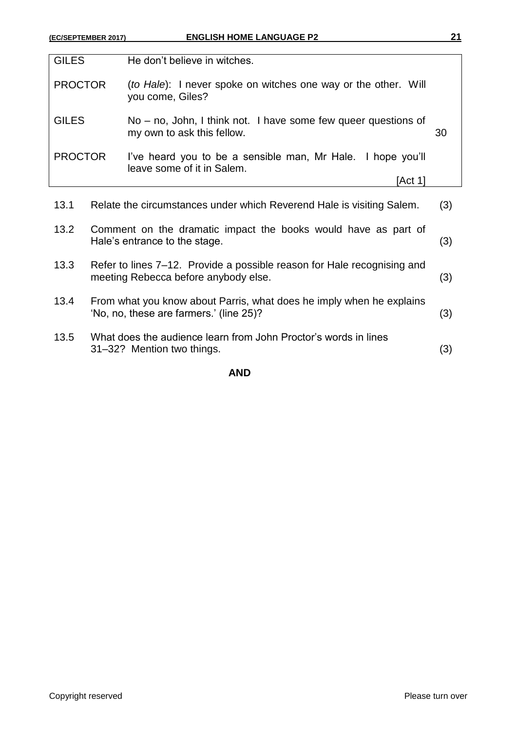| | | |
|---|---|---|
| GILES | He don't believe in witches. | |
| PROCTOR | (*to Hale*): I never spoke on witches one way or the other. Will you come, Giles? | |
| GILES | No – no, John, I think not. I have some few queer questions of my own to ask this fellow. | 30 |
| PROCTOR | I've heard you to be a sensible man, Mr Hale. I hope you'll leave some of it in Salem. | |
| | [Act 1] | |

| | | |
|---|---|---|
| 13.1 | Relate the circumstances under which Reverend Hale is visiting Salem. | (3) |
| 13.2 | Comment on the dramatic impact the books would have as part of Hale's entrance to the stage. | (3) |
| 13.3 | Refer to lines 7–12. Provide a possible reason for Hale recognising and meeting Rebecca before anybody else. | (3) |
| 13.4 | From what you know about Parris, what does he imply when he explains 'No, no, these are farmers.' (line 25)? | (3) |
| 13.5 | What does the audience learn from John Proctor's words in lines 31–32? Mention two things. | (3) |

**AND**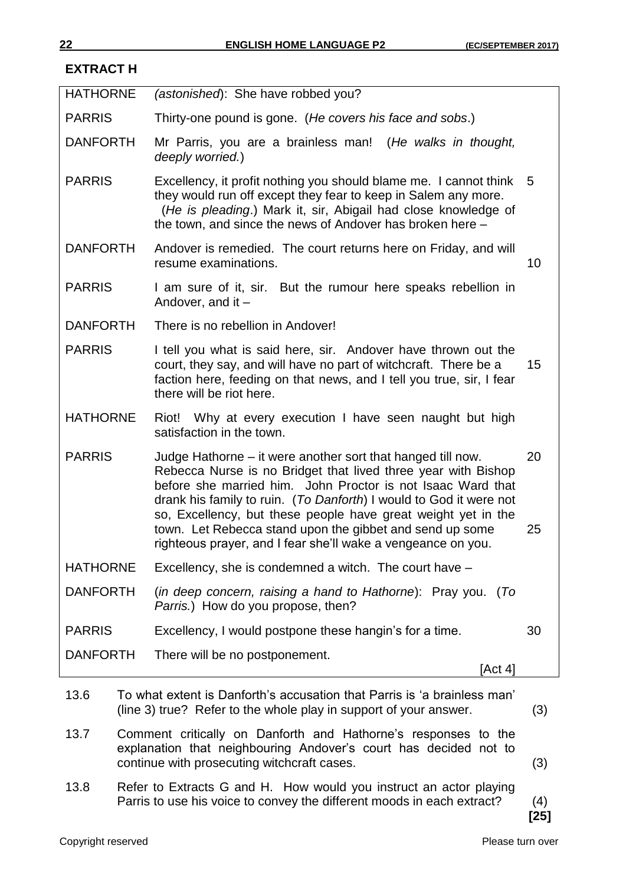## EXTRACT H

| | | |
|---|---|---|
| HATHORNE | *(astonished)*: She have robbed you? | |
| PARRIS | Thirty-one pound is gone. (*He covers his face and sobs*.) | |
| DANFORTH | Mr Parris, you are a brainless man! (*He walks in thought, deeply worried.*) | |
| PARRIS | Excellency, it profit nothing you should blame me. I cannot think they would run off except they fear to keep in Salem any more. (*He is pleading*.) Mark it, sir, Abigail had close knowledge of the town, and since the news of Andover has broken here – | 5 |
| DANFORTH | Andover is remedied. The court returns here on Friday, and will resume examinations. | 10 |
| PARRIS | I am sure of it, sir. But the rumour here speaks rebellion in Andover, and it – | |
| DANFORTH | There is no rebellion in Andover! | |
| PARRIS | I tell you what is said here, sir. Andover have thrown out the court, they say, and will have no part of witchcraft. There be a faction here, feeding on that news, and I tell you true, sir, I fear there will be riot here. | 15 |
| HATHORNE | Riot! Why at every execution I have seen naught but high satisfaction in the town. | |
| PARRIS | Judge Hathorne – it were another sort that hanged till now. Rebecca Nurse is no Bridget that lived three year with Bishop before she married him. John Proctor is not Isaac Ward that drank his family to ruin. (*To Danforth*) I would to God it were not so, Excellency, but these people have great weight yet in the town. Let Rebecca stand upon the gibbet and send up some righteous prayer, and I fear she'll wake a vengeance on you. | 20<br>25 |
| HATHORNE | Excellency, she is condemned a witch. The court have – | |
| DANFORTH | (*in deep concern, raising a hand to Hathorne*): Pray you. (*To Parris.*) How do you propose, then? | |
| PARRIS | Excellency, I would postpone these hangin's for a time. | 30 |
| DANFORTH | There will be no postponement. [Act 4] | |

13.6 To what extent is Danforth's accusation that Parris is 'a brainless man' (line 3) true? Refer to the whole play in support of your answer. (3)

13.7 Comment critically on Danforth and Hathorne's responses to the explanation that neighbouring Andover's court has decided not to continue with prosecuting witchcraft cases. (3)

13.8 Refer to Extracts G and H. How would you instruct an actor playing Parris to use his voice to convey the different moods in each extract? (4)

**[25]**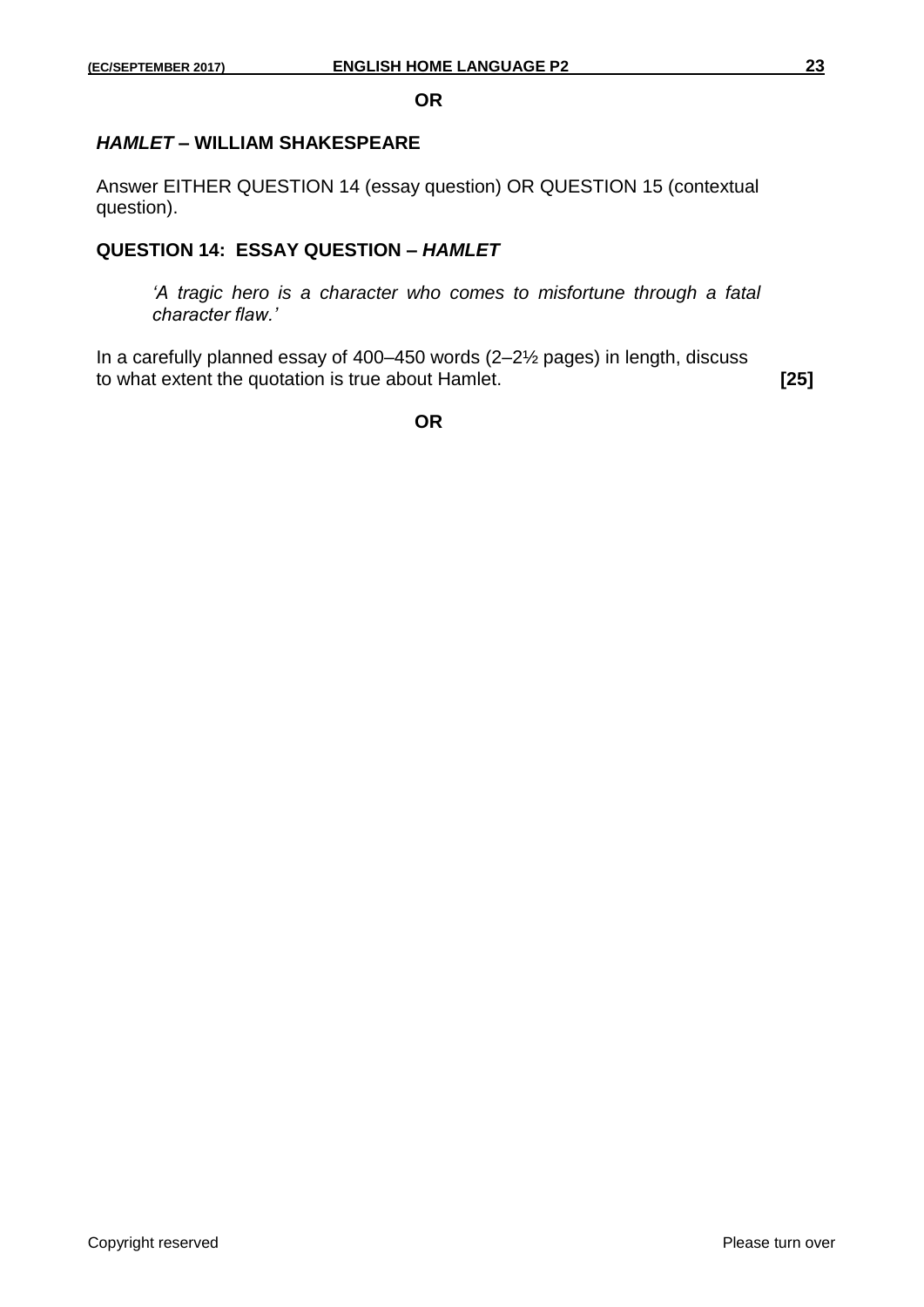**OR**

## *HAMLET* – WILLIAM SHAKESPEARE

Answer EITHER QUESTION 14 (essay question) OR QUESTION 15 (contextual question).

### QUESTION 14: ESSAY QUESTION – *HAMLET*

> *'A tragic hero is a character who comes to misfortune through a fatal character flaw.'*

In a carefully planned essay of 400–450 words (2–2½ pages) in length, discuss to what extent the quotation is true about Hamlet. **[25]**

**OR**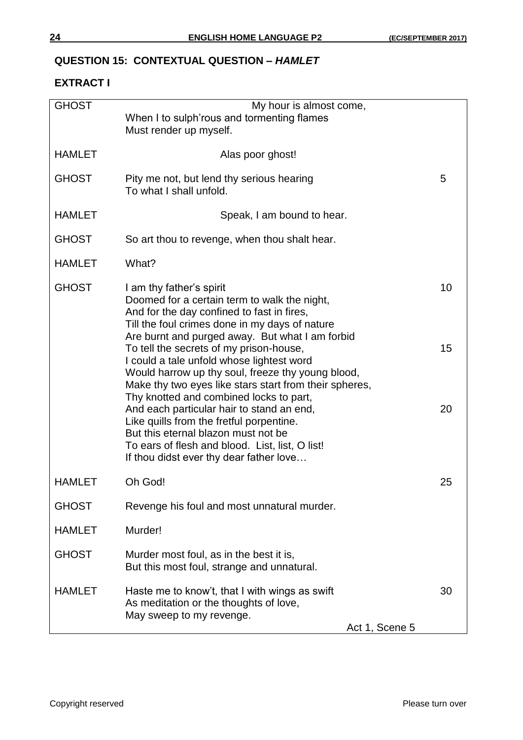## QUESTION 15: CONTEXTUAL QUESTION – *HAMLET*

### EXTRACT I

| | | |
|---|---|---|
| GHOST | My hour is almost come,<br>When I to sulph'rous and tormenting flames<br>Must render up myself. | |
| HAMLET | Alas poor ghost! | |
| GHOST | Pity me not, but lend thy serious hearing<br>To what I shall unfold. | 5 |
| HAMLET | Speak, I am bound to hear. | |
| GHOST | So art thou to revenge, when thou shalt hear. | |
| HAMLET | What? | |
| GHOST | I am thy father's spirit<br>Doomed for a certain term to walk the night,<br>And for the day confined to fast in fires,<br>Till the foul crimes done in my days of nature<br>Are burnt and purged away. But what I am forbid<br>To tell the secrets of my prison-house,<br>I could a tale unfold whose lightest word<br>Would harrow up thy soul, freeze thy young blood,<br>Make thy two eyes like stars start from their spheres,<br>Thy knotted and combined locks to part,<br>And each particular hair to stand an end,<br>Like quills from the fretful porpentine.<br>But this eternal blazon must not be<br>To ears of flesh and blood. List, list, O list!<br>If thou didst ever thy dear father love… | 10<br><br><br><br><br>15<br><br><br><br><br>20 |
| HAMLET | Oh God! | 25 |
| GHOST | Revenge his foul and most unnatural murder. | |
| HAMLET | Murder! | |
| GHOST | Murder most foul, as in the best it is,<br>But this most foul, strange and unnatural. | |
| HAMLET | Haste me to know't, that I with wings as swift<br>As meditation or the thoughts of love,<br>May sweep to my revenge. | 30 |
| | Act 1, Scene 5 | |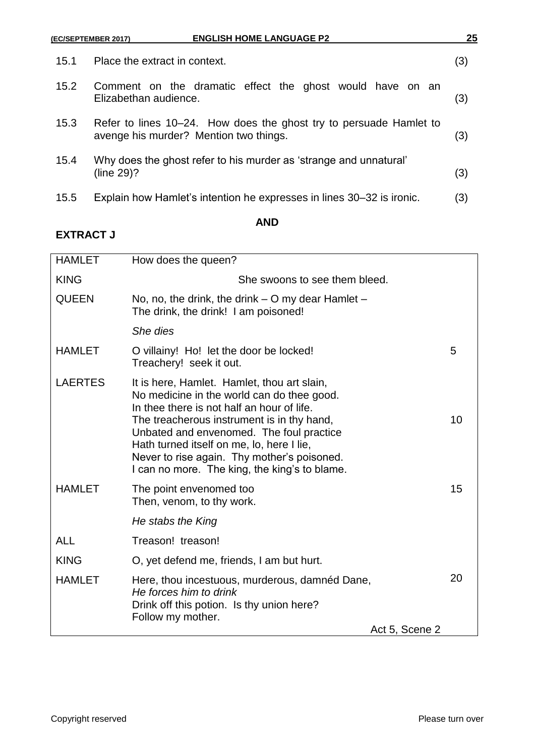| | | |
|---|---|---|
| 15.1 | Place the extract in context. | (3) |
| 15.2 | Comment on the dramatic effect the ghost would have on an Elizabethan audience. | (3) |
| 15.3 | Refer to lines 10–24. How does the ghost try to persuade Hamlet to avenge his murder? Mention two things. | (3) |
| 15.4 | Why does the ghost refer to his murder as 'strange and unnatural' (line 29)? | (3) |
| 15.5 | Explain how Hamlet's intention he expresses in lines 30–32 is ironic. | (3) |

**AND**

**EXTRACT J**

| | | |
|---|---|---|
| HAMLET | How does the queen? | |
| KING | She swoons to see them bleed. | |
| QUEEN | No, no, the drink, the drink – O my dear Hamlet –<br>The drink, the drink! I am poisoned! | |
| | *She dies* | |
| HAMLET | O villainy! Ho! let the door be locked!<br>Treachery! seek it out. | 5 |
| LAERTES | It is here, Hamlet. Hamlet, thou art slain,<br>No medicine in the world can do thee good.<br>In thee there is not half an hour of life.<br>The treacherous instrument is in thy hand,<br>Unbated and envenomed. The foul practice<br>Hath turned itself on me, lo, here I lie,<br>Never to rise again. Thy mother's poisoned.<br>I can no more. The king, the king's to blame. | 10 |
| HAMLET | The point envenomed too<br>Then, venom, to thy work. | 15 |
| | *He stabs the King* | |
| ALL | Treason! treason! | |
| KING | O, yet defend me, friends, I am but hurt. | |
| HAMLET | Here, thou incestuous, murderous, damnéd Dane,<br>*He forces him to drink*<br>Drink off this potion. Is thy union here?<br>Follow my mother. | 20 |
| | Act 5, Scene 2 | |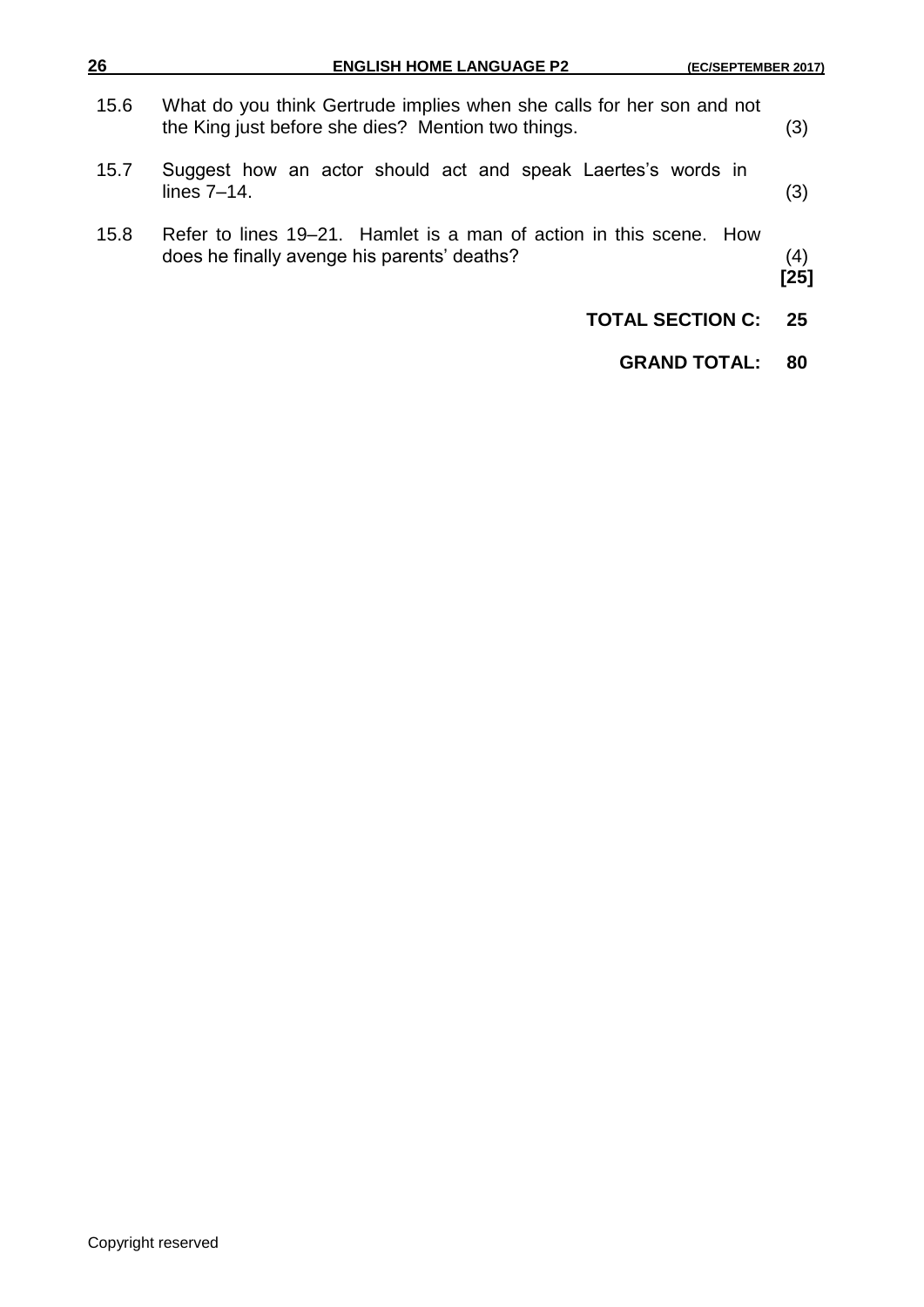| | | |
|---|---|---|
| 15.6 | What do you think Gertrude implies when she calls for her son and not the King just before she dies? Mention two things. | (3) |
| 15.7 | Suggest how an actor should act and speak Laertes's words in lines 7–14. | (3) |
| 15.8 | Refer to lines 19–21. Hamlet is a man of action in this scene. How does he finally avenge his parents' deaths? | (4) **[25]** |

**TOTAL SECTION C: 25**

**GRAND TOTAL: 80**

Copyright reserved